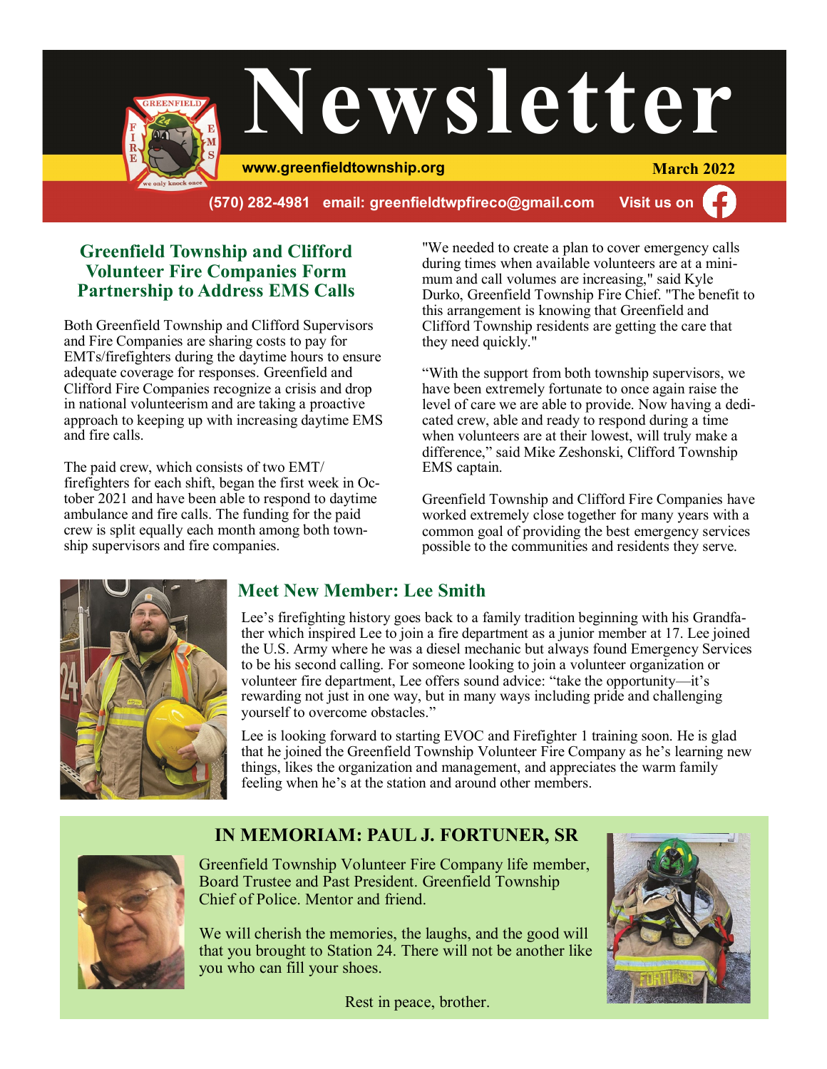# Newsletter

www.greenfieldtownship.org

March 2022

(570) 282-4981 email: greenfieldtwpfireco@gmail.com Visit us on

## Greenfield Township and Clifford Volunteer Fire Companies Form Partnership to Address EMS Calls

Both Greenfield Township and Clifford Supervisors and Fire Companies are sharing costs to pay for EMTs/firefighters during the daytime hours to ensure adequate coverage for responses. Greenfield and Clifford Fire Companies recognize a crisis and drop in national volunteerism and are taking a proactive approach to keeping up with increasing daytime EMS and fire calls.

The paid crew, which consists of two EMT/firefighters for each shift, began the first week in October 2021 and have been able to respond to daytime ambulance and fire calls. The funding for the paid crew is split equally each month among both township supervisors and fire companies.

"We needed to create a plan to cover emergency calls during times when available volunteers are at a minimum and call volumes are increasing," said Kyle Durko, Greenfield Township Fire Chief. "The benefit to this arrangement is knowing that Greenfield and Clifford Township residents are getting the care that they need quickly."

"With the support from both township supervisors, we have been extremely fortunate to once again raise the level of care we are able to provide. Now having a dedicated crew, able and ready to respond during a time when volunteers are at their lowest, will truly make a difference," said Mike Zeshonski, Clifford Township EMS captain.

Greenfield Township and Clifford Fire Companies have worked extremely close together for many years with a common goal of providing the best emergency services possible to the communities and residents they serve.

## Meet New Member: Lee Smith

Lee's firefighting history goes back to a family tradition beginning with his Grandfather which inspired Lee to join a fire department as a junior member at 17. Lee joined the U.S. Army where he was a diesel mechanic but always found Emergency Services to be his second calling. For someone looking to join a volunteer organization or volunteer fire department, Lee offers sound advice: "take the opportunity—it's rewarding not just in one way, but in many ways including pride and challenging yourself to overcome obstacles."

Lee is looking forward to starting EVOC and Firefighter 1 training soon. He is glad that he joined the Greenfield Township Volunteer Fire Company as he's learning new things, likes the organization and management, and appreciates the warm family feeling when he's at the station and around other members.

## IN MEMORIAM: PAUL J. FORTUNER, SR

Greenfield Township Volunteer Fire Company life member, Board Trustee and Past President. Greenfield Township Chief of Police. Mentor and friend.

We will cherish the memories, the laughs, and the good will that you brought to Station 24. There will not be another like you who can fill your shoes.

Rest in peace, brother.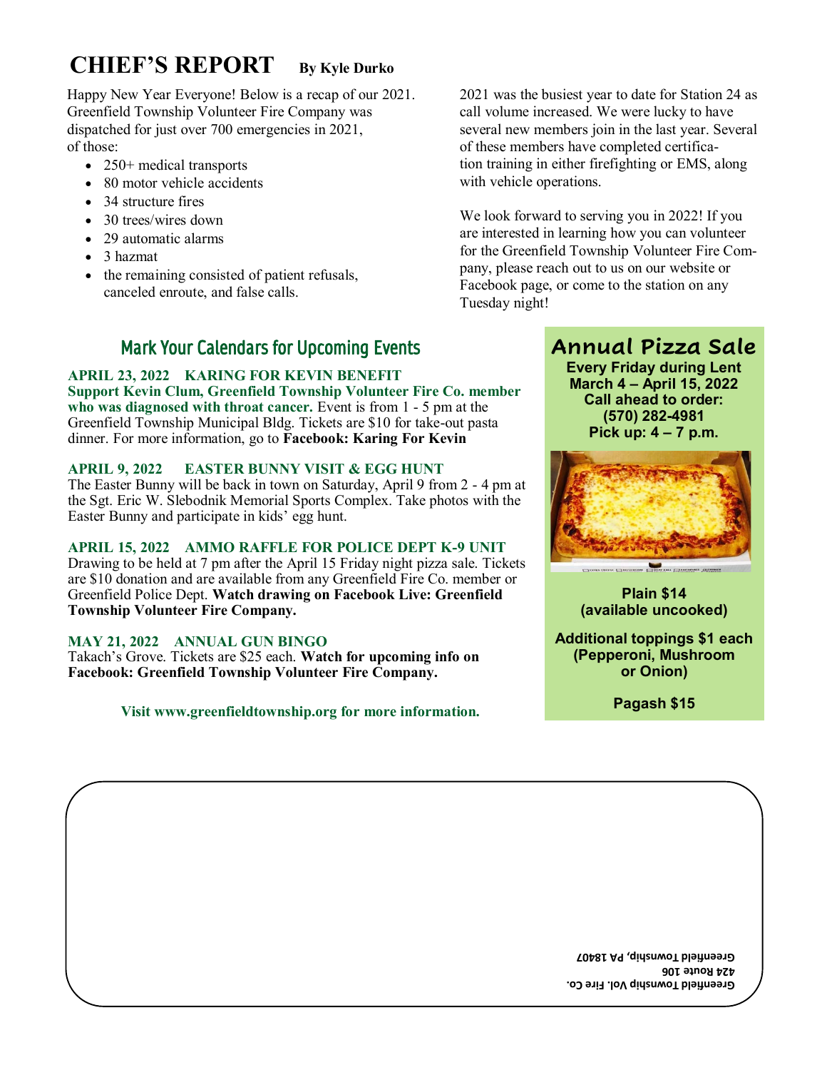# CHIEF'S REPORT

**By Kyle Durko**

Happy New Year Everyone! Below is a recap of our 2021. Greenfield Township Volunteer Fire Company was dispatched for just over 700 emergencies in 2021, of those:

- 250+ medical transports
- 80 motor vehicle accidents
- 34 structure fires
- 30 trees/wires down
- 29 automatic alarms
- 3 hazmat
- the remaining consisted of patient refusals, canceled enroute, and false calls.

2021 was the busiest year to date for Station 24 as call volume increased. We were lucky to have several new members join in the last year. Several of these members have completed certification training in either firefighting or EMS, along with vehicle operations.

We look forward to serving you in 2022! If you are interested in learning how you can volunteer for the Greenfield Township Volunteer Fire Company, please reach out to us on our website or Facebook page, or come to the station on any Tuesday night!

## Mark Your Calendars for Upcoming Events

**APRIL 23, 2022 KARING FOR KEVIN BENEFIT**

**Support Kevin Clum, Greenfield Township Volunteer Fire Co. member who was diagnosed with throat cancer.** Event is from 1 - 5 pm at the Greenfield Township Municipal Bldg. Tickets are $10 for take-out pasta dinner. For more information, go to **Facebook: Karing For Kevin**

**APRIL 9, 2022 EASTER BUNNY VISIT & EGG HUNT**

The Easter Bunny will be back in town on Saturday, April 9 from 2 - 4 pm at the Sgt. Eric W. Slebodnik Memorial Sports Complex. Take photos with the Easter Bunny and participate in kids' egg hunt.

**APRIL 15, 2022 AMMO RAFFLE FOR POLICE DEPT K-9 UNIT**

Drawing to be held at 7 pm after the April 15 Friday night pizza sale. Tickets are $10 donation and are available from any Greenfield Fire Co. member or Greenfield Police Dept. **Watch drawing on Facebook Live: Greenfield Township Volunteer Fire Company.**

**MAY 21, 2022 ANNUAL GUN BINGO**

Takach's Grove. Tickets are $25 each. **Watch for upcoming info on Facebook: Greenfield Township Volunteer Fire Company.**

**Visit www.greenfieldtownship.org for more information.**

## Annual Pizza Sale

**Every Friday during Lent**
**March 4 – April 15, 2022**
**Call ahead to order:**
**(570) 282-4981**
**Pick up: 4 – 7 p.m.**

**Plain $14**
**(available uncooked)**

**Additional toppings $1 each**
**(Pepperoni, Mushroom or Onion)**

**Pagash $15**

Greenfield Township Vol. Fire Co.
424 Route 106
Greenfield Township, PA 18407